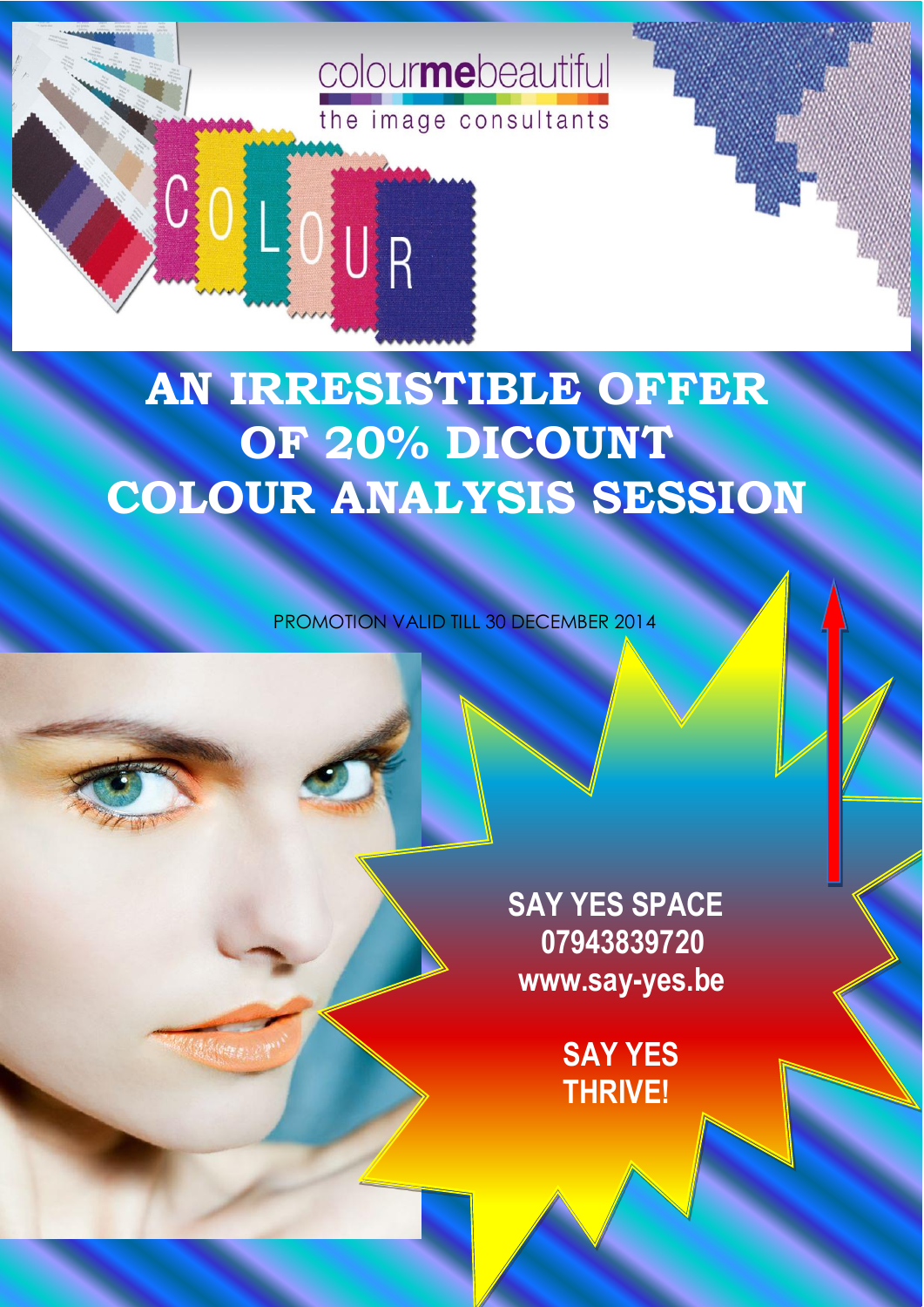colourmebeautiful

the image consultants

COLOUR

# AN IRRESISTIBLE OFFER OF 20% DICOUNT COLOUR ANALYSIS SESSION

PROMOTION VALID TILL 30 DECEMBER 2014

**SAY YES SPACE**
**07943839720**
**www.say-yes.be**

**SAY YES THRIVE!**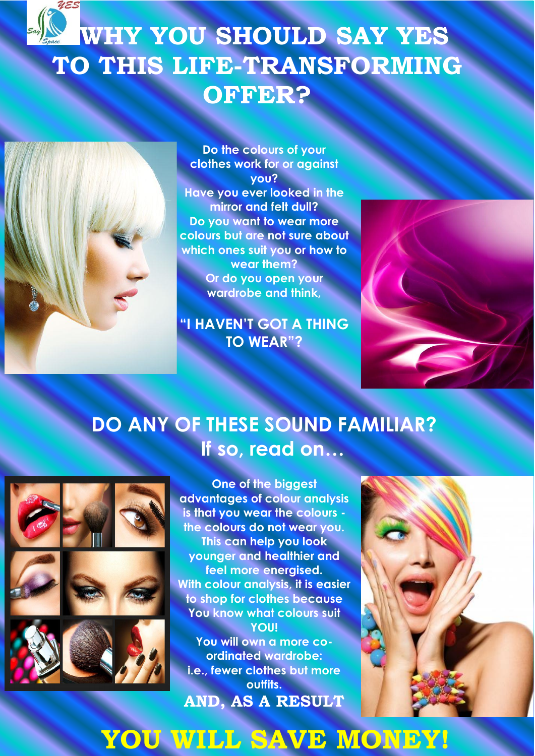# WHY YOU SHOULD SAY YES TO THIS LIFE-TRANSFORMING OFFER?

**Do the colours of your clothes work for or against you?**
**Have you ever looked in the mirror and felt dull?**
**Do you want to wear more colours but are not sure about which ones suit you or how to wear them?**
**Or do you open your wardrobe and think,**

**"I HAVEN'T GOT A THING TO WEAR"?**

## DO ANY OF THESE SOUND FAMILIAR?
## If so, read on…

**One of the biggest advantages of colour analysis is that you wear the colours - the colours do not wear you. This can help you look younger and healthier and feel more energised.**
**With colour analysis, it is easier to shop for clothes because You know what colours suit YOU!**
**You will own a more co-ordinated wardrobe: i.e., fewer clothes but more outfits.**

**AND, AS A RESULT**

# YOU WILL SAVE MONEY!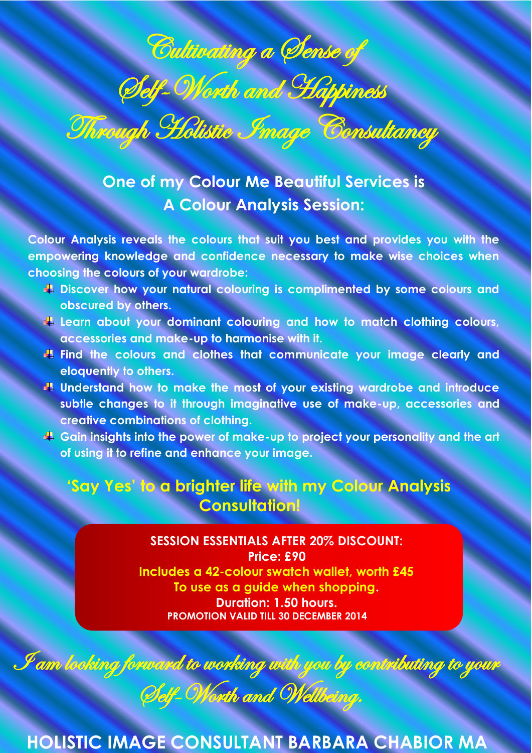# *Cultivating a Sense of Self-Worth and Happiness Through Holistic Image Consultancy*

## One of my Colour Me Beautiful Services is A Colour Analysis Session:

**Colour Analysis reveals the colours that suit you best and provides you with the empowering knowledge and confidence necessary to make wise choices when choosing the colours of your wardrobe:**

- **Discover how your natural colouring is complimented by some colours and obscured by others.**
- **Learn about your dominant colouring and how to match clothing colours, accessories and make-up to harmonise with it.**
- **Find the colours and clothes that communicate your image clearly and eloquently to others.**
- **Understand how to make the most of your existing wardrobe and introduce subtle changes to it through imaginative use of make-up, accessories and creative combinations of clothing.**
- **Gain insights into the power of make-up to project your personality and the art of using it to refine and enhance your image.**

## 'Say Yes' to a brighter life with my Colour Analysis Consultation!

**SESSION ESSENTIALS AFTER 20% DISCOUNT:**
**Price: £90**
**Includes a 42-colour swatch wallet, worth £45**
**To use as a guide when shopping.**
**Duration: 1.50 hours.**
**PROMOTION VALID TILL 30 DECEMBER 2014**

*I am looking forward to working with you by contributing to your Self-Worth and Wellbeing.*

**HOLISTIC IMAGE CONSULTANT BARBARA CHABIOR MA**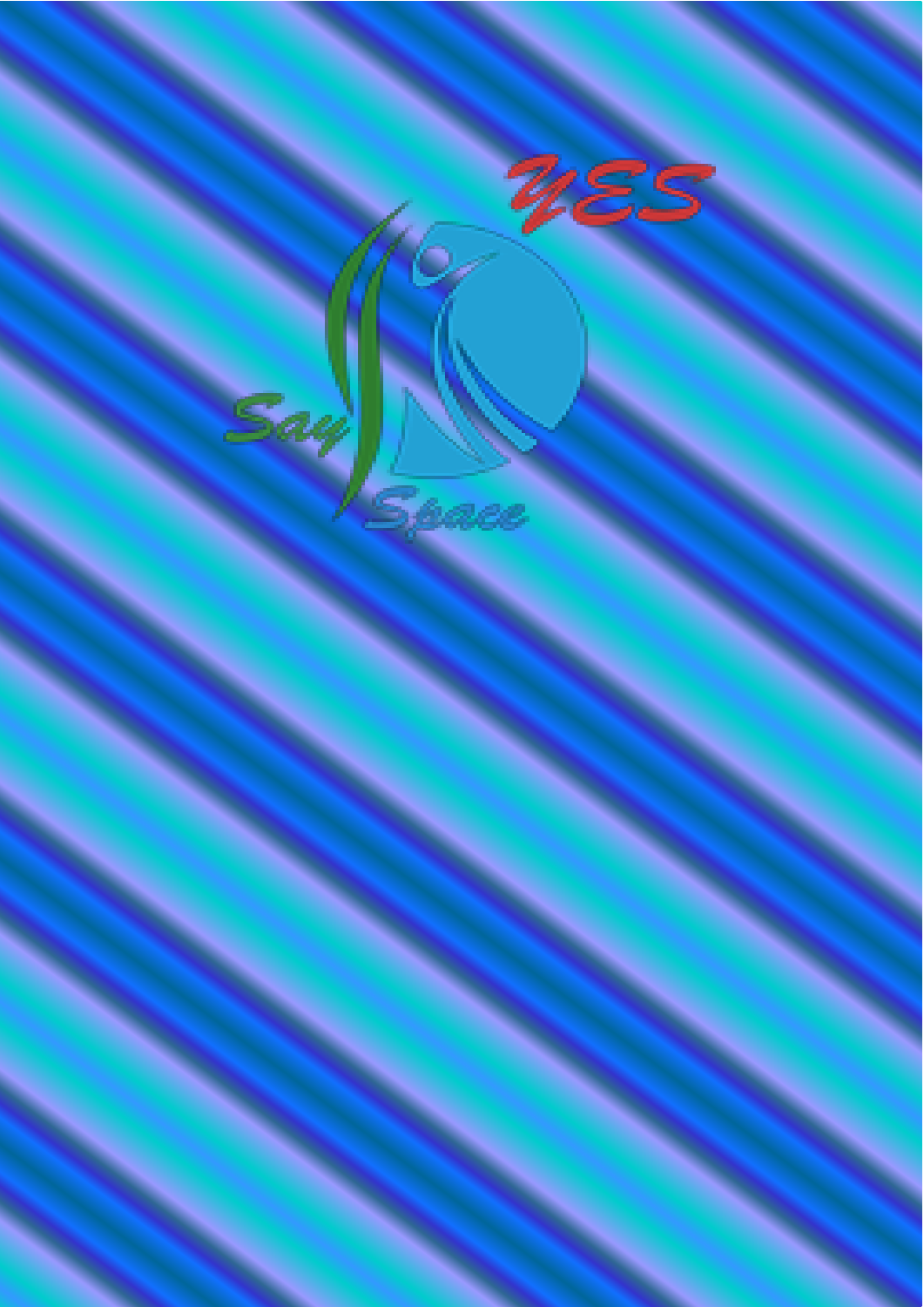YES

Say

Space